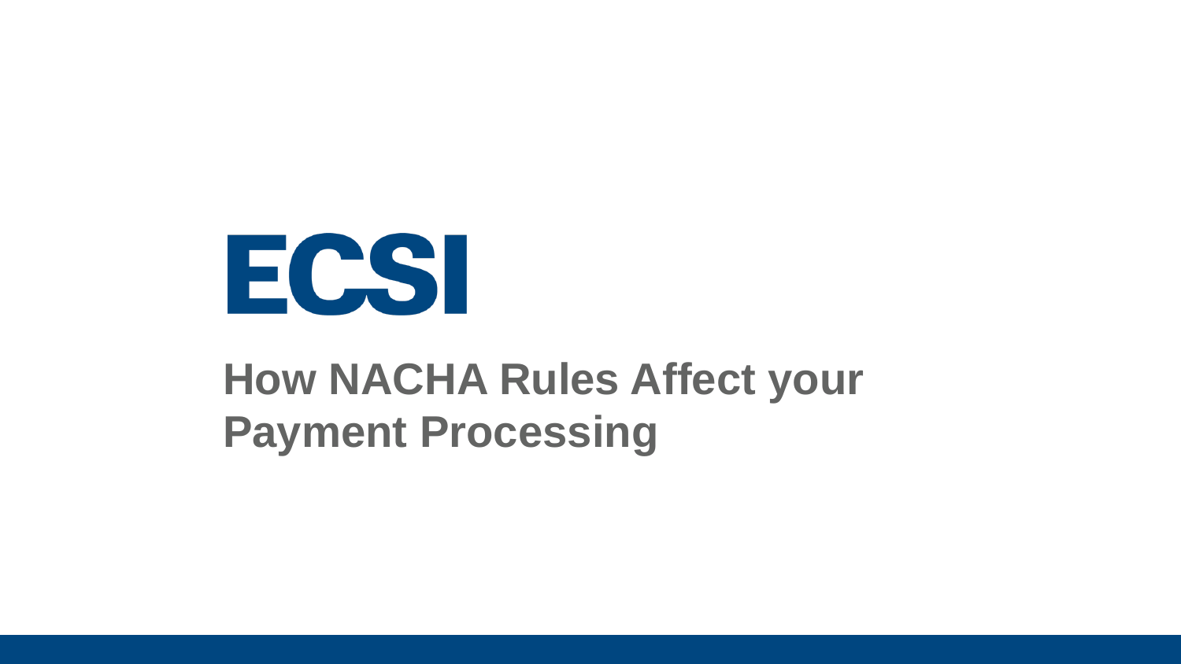ECSI

# How NACHA Rules Affect your Payment Processing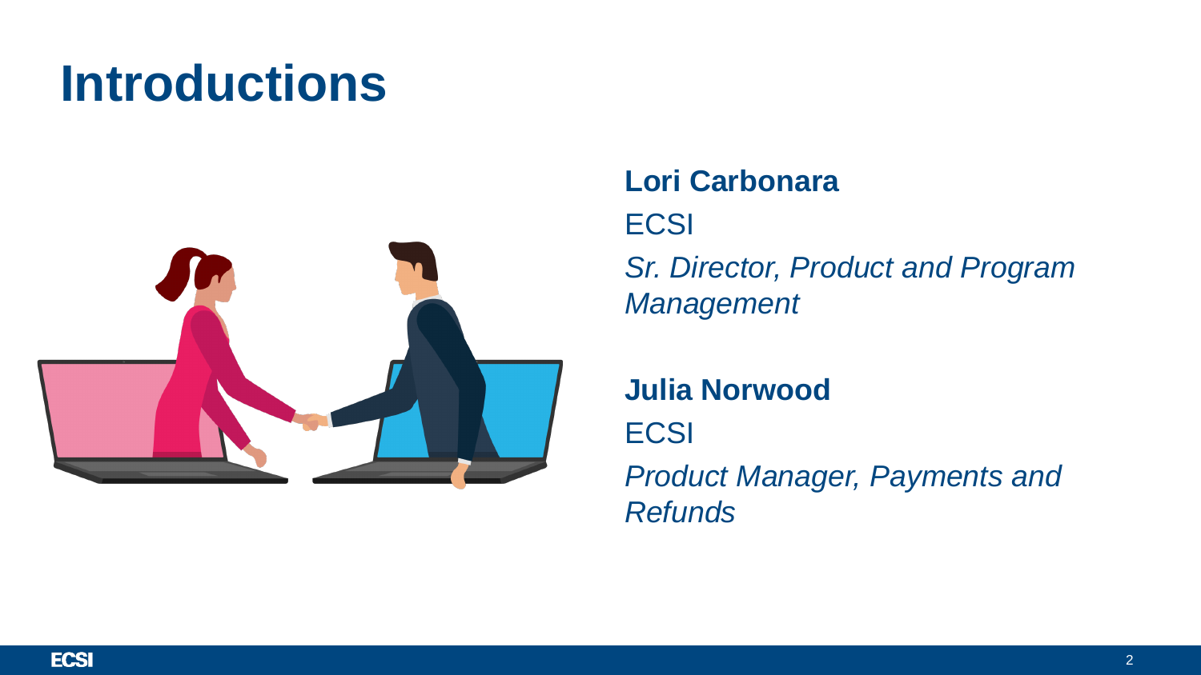# Introductions

**Lori Carbonara**

ECSI

*Sr. Director, Product and Program Management*

**Julia Norwood**

ECSI

*Product Manager, Payments and Refunds*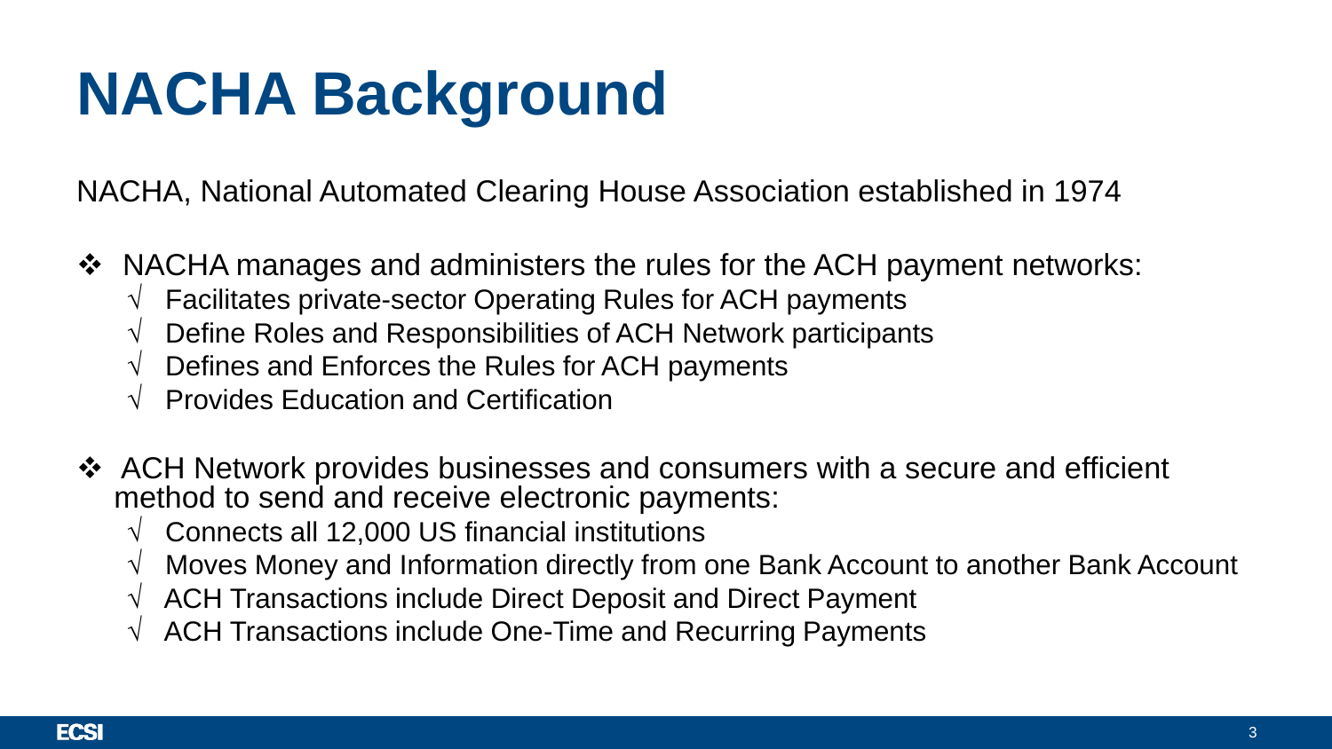# NACHA Background

NACHA, National Automated Clearing House Association established in 1974

- NACHA manages and administers the rules for the ACH payment networks:
  - √ Facilitates private-sector Operating Rules for ACH payments
  - √ Define Roles and Responsibilities of ACH Network participants
  - √ Defines and Enforces the Rules for ACH payments
  - √ Provides Education and Certification

- ACH Network provides businesses and consumers with a secure and efficient method to send and receive electronic payments:
  - √ Connects all 12,000 US financial institutions
  - √ Moves Money and Information directly from one Bank Account to another Bank Account
  - √ ACH Transactions include Direct Deposit and Direct Payment
  - √ ACH Transactions include One-Time and Recurring Payments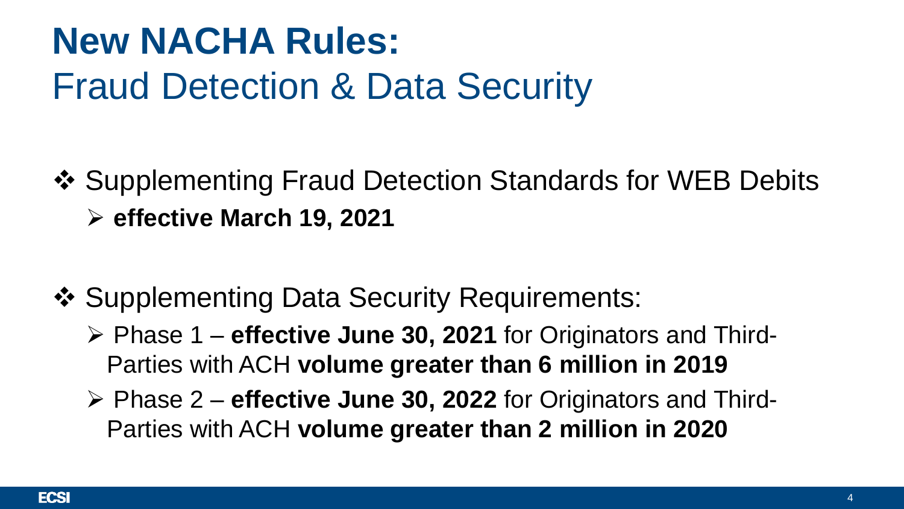# New NACHA Rules:
## Fraud Detection & Data Security

- Supplementing Fraud Detection Standards for WEB Debits
  - **effective March 19, 2021**

- Supplementing Data Security Requirements:
  - Phase 1 – **effective June 30, 2021** for Originators and Third-Parties with ACH **volume greater than 6 million in 2019**
  - Phase 2 – **effective June 30, 2022** for Originators and Third-Parties with ACH **volume greater than 2 million in 2020**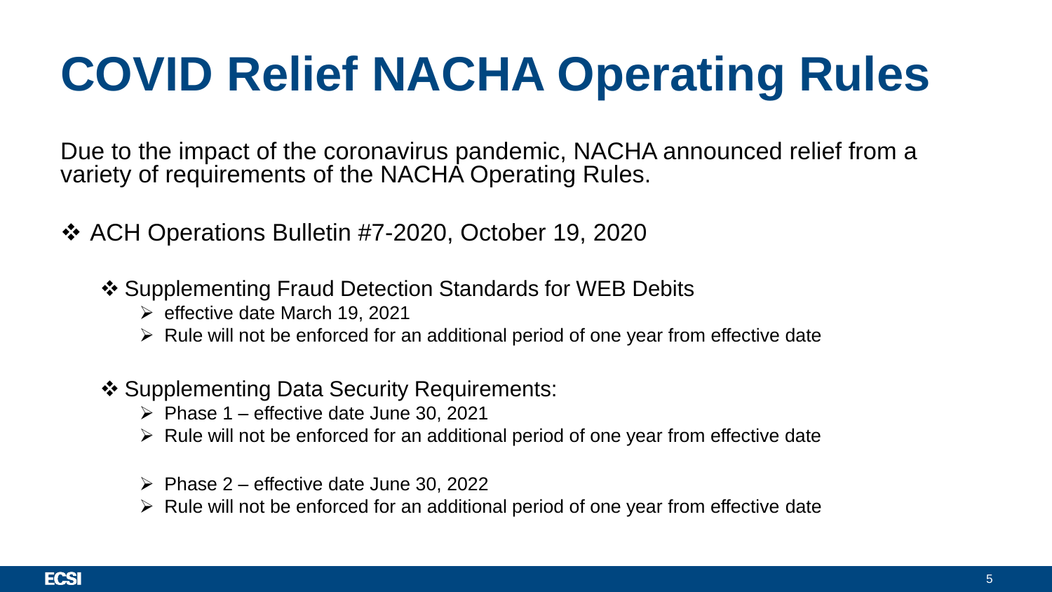# COVID Relief NACHA Operating Rules

Due to the impact of the coronavirus pandemic, NACHA announced relief from a variety of requirements of the NACHA Operating Rules.

- ACH Operations Bulletin #7-2020, October 19, 2020
  - Supplementing Fraud Detection Standards for WEB Debits
    - effective date March 19, 2021
    - Rule will not be enforced for an additional period of one year from effective date
  - Supplementing Data Security Requirements:
    - Phase 1 – effective date June 30, 2021
    - Rule will not be enforced for an additional period of one year from effective date
    - Phase 2 – effective date June 30, 2022
    - Rule will not be enforced for an additional period of one year from effective date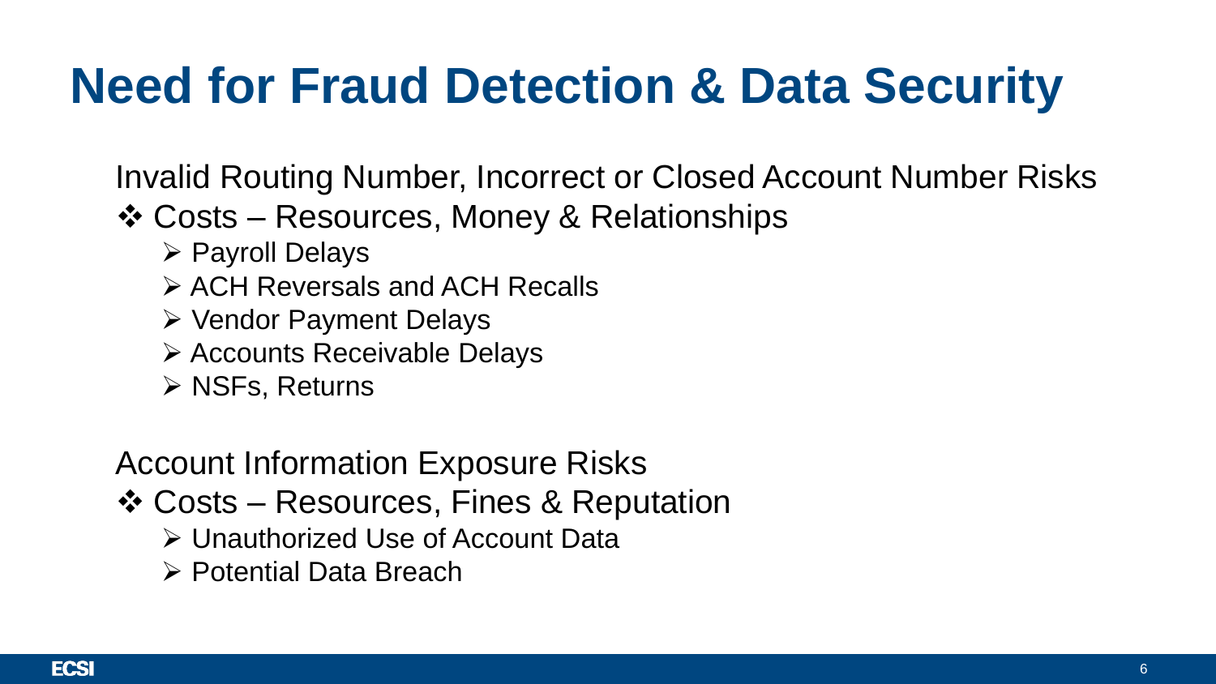# Need for Fraud Detection & Data Security

Invalid Routing Number, Incorrect or Closed Account Number Risks

- Costs – Resources, Money & Relationships
  - Payroll Delays
  - ACH Reversals and ACH Recalls
  - Vendor Payment Delays
  - Accounts Receivable Delays
  - NSFs, Returns

Account Information Exposure Risks

- Costs – Resources, Fines & Reputation
  - Unauthorized Use of Account Data
  - Potential Data Breach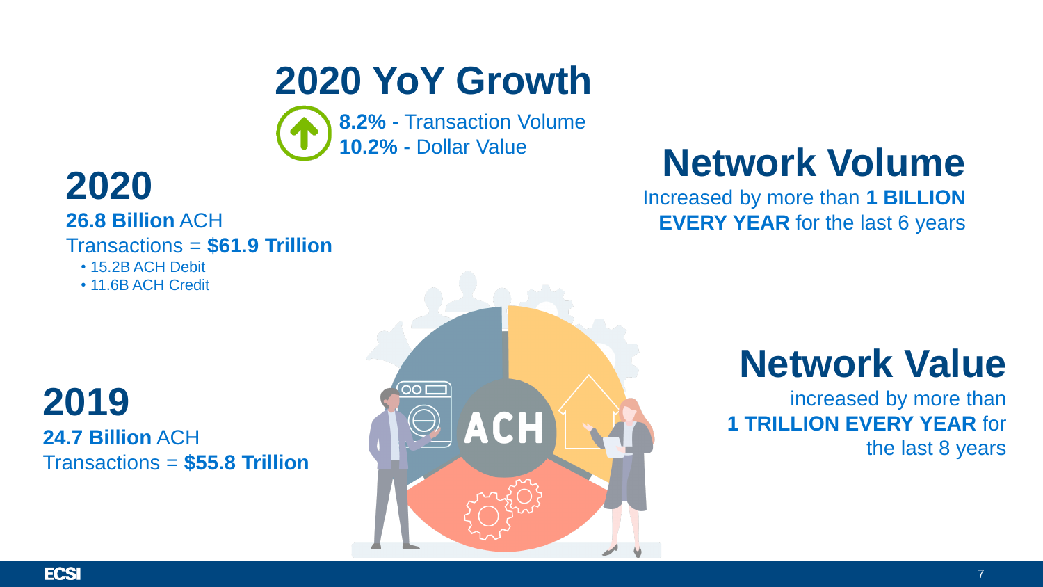# 2020 YoY Growth

**8.2%** - Transaction Volume
**10.2%** - Dollar Value

## 2020

**26.8 Billion** ACH Transactions = **$61.9 Trillion**

- 15.2B ACH Debit
- 11.6B ACH Credit

## 2019

**24.7 Billion** ACH Transactions = **$55.8 Trillion**

## Network Volume

Increased by more than **1 BILLION EVERY YEAR** for the last 6 years

## Network Value

increased by more than **1 TRILLION EVERY YEAR** for the last 8 years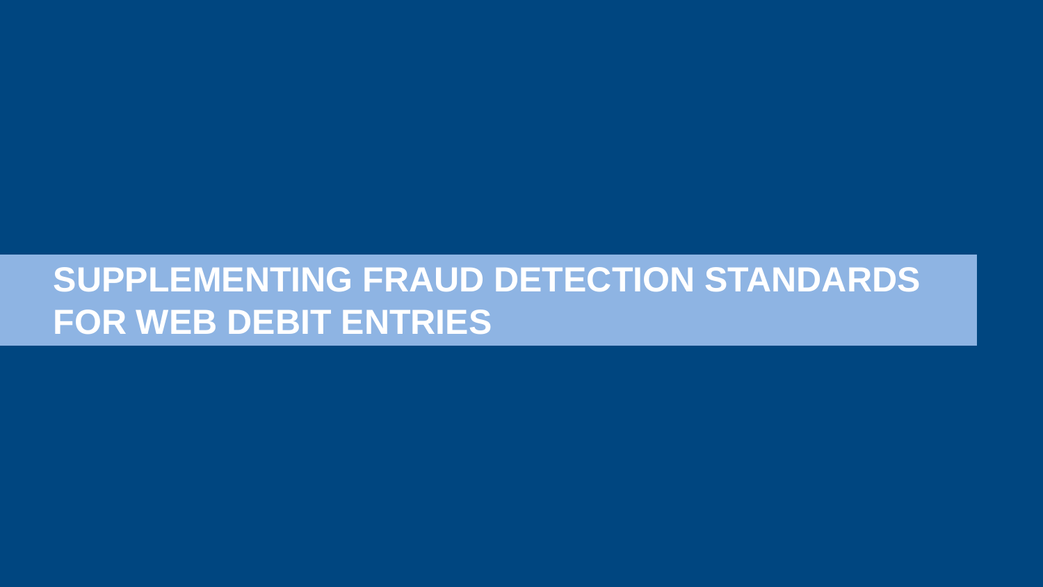# SUPPLEMENTING FRAUD DETECTION STANDARDS FOR WEB DEBIT ENTRIES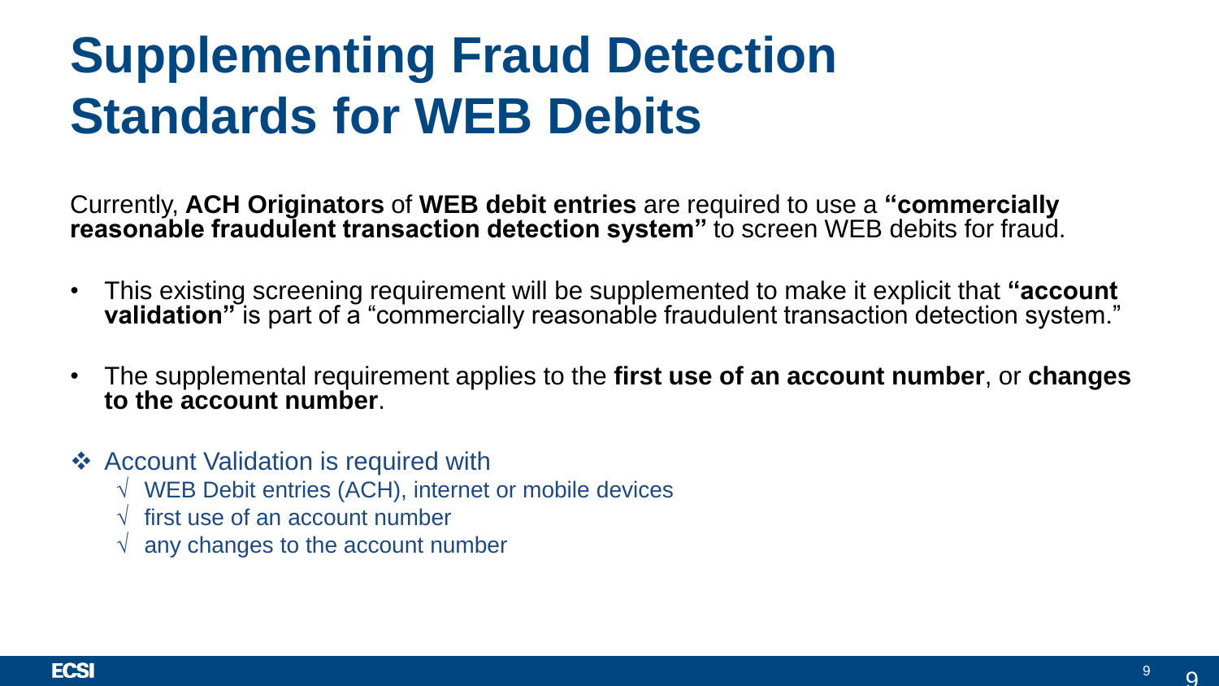# Supplementing Fraud Detection Standards for WEB Debits

Currently, **ACH Originators** of **WEB debit entries** are required to use a **"commercially reasonable fraudulent transaction detection system"** to screen WEB debits for fraud.

- This existing screening requirement will be supplemented to make it explicit that **"account validation"** is part of a "commercially reasonable fraudulent transaction detection system."
- The supplemental requirement applies to the **first use of an account number**, or **changes to the account number**.

❖ Account Validation is required with

- √ WEB Debit entries (ACH), internet or mobile devices
- √ first use of an account number
- √ any changes to the account number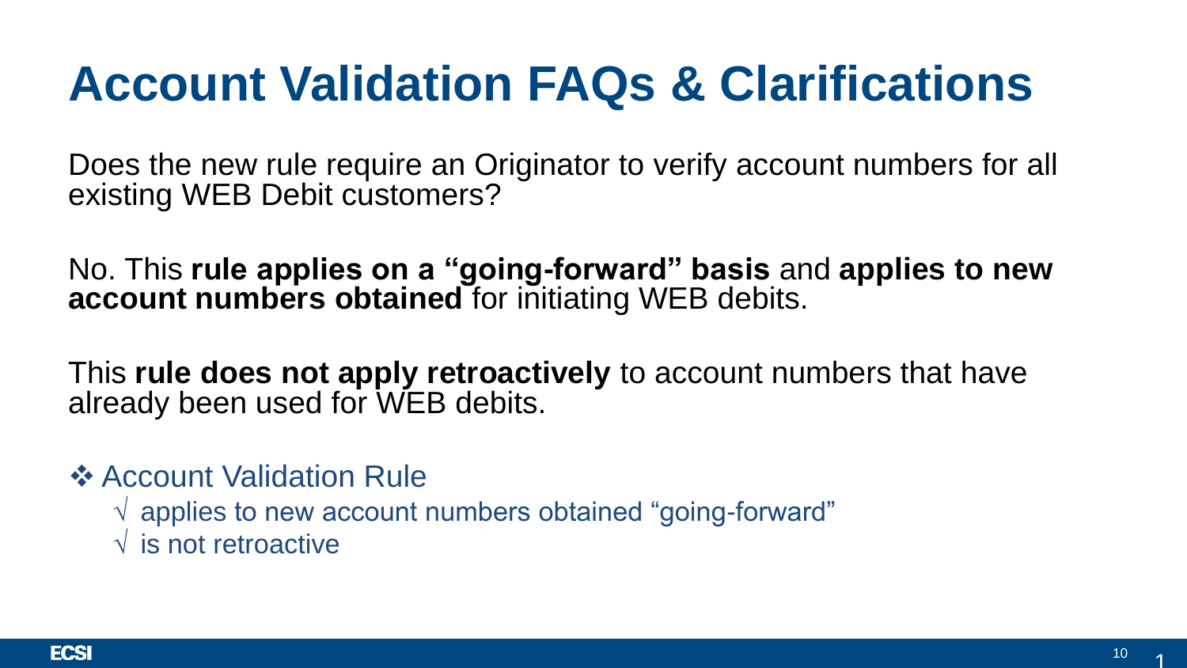# Account Validation FAQs & Clarifications

Does the new rule require an Originator to verify account numbers for all existing WEB Debit customers?

No. This **rule applies on a "going-forward" basis** and **applies to new account numbers obtained** for initiating WEB debits.

This **rule does not apply retroactively** to account numbers that have already been used for WEB debits.

❖ Account Validation Rule
- √ applies to new account numbers obtained "going-forward"
- √ is not retroactive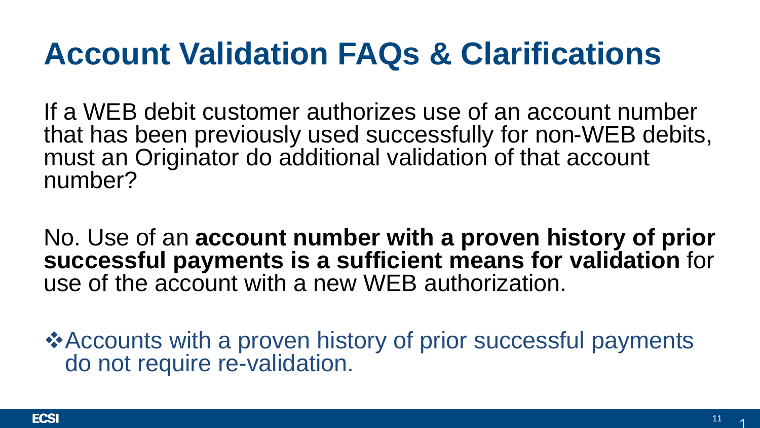# Account Validation FAQs & Clarifications

If a WEB debit customer authorizes use of an account number that has been previously used successfully for non-WEB debits, must an Originator do additional validation of that account number?

No. Use of an **account number with a proven history of prior successful payments is a sufficient means for validation** for use of the account with a new WEB authorization.

- ❖ Accounts with a proven history of prior successful payments do not require re-validation.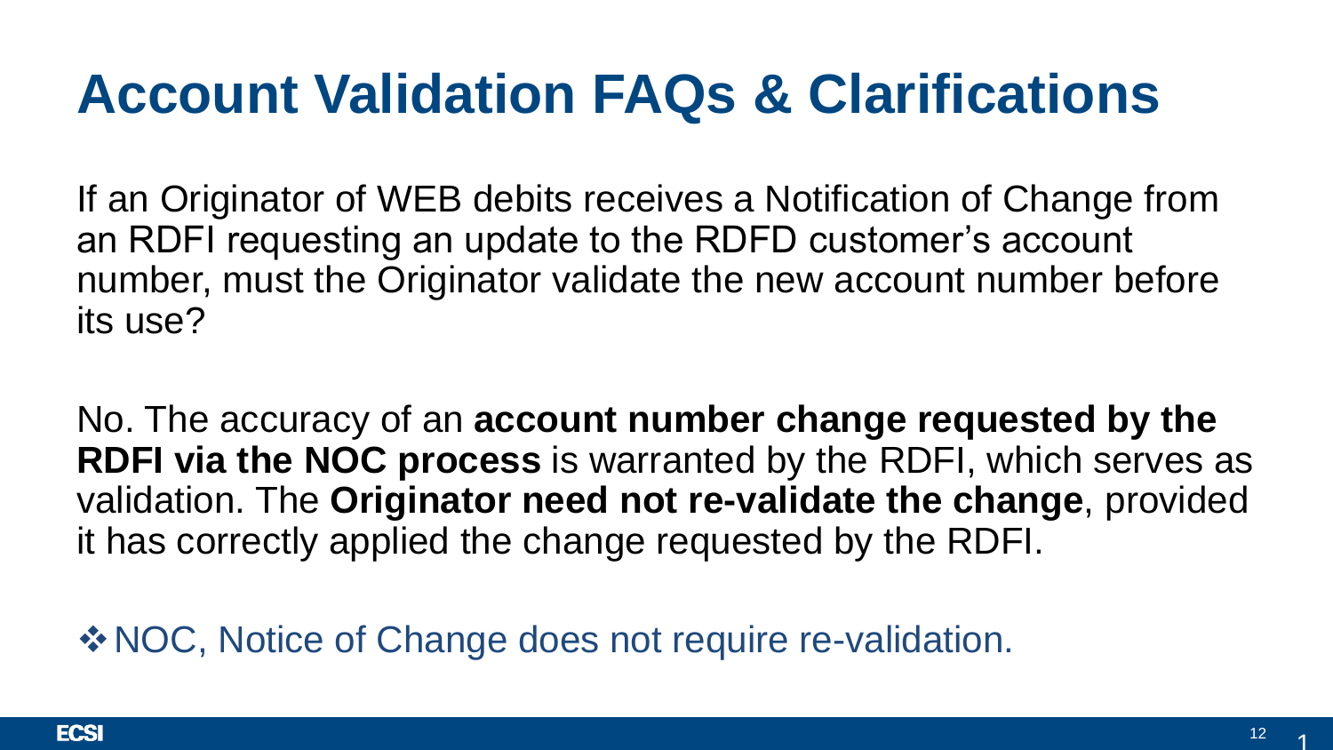# Account Validation FAQs & Clarifications

If an Originator of WEB debits receives a Notification of Change from an RDFI requesting an update to the RDFD customer's account number, must the Originator validate the new account number before its use?

No. The accuracy of an **account number change requested by the RDFI via the NOC process** is warranted by the RDFI, which serves as validation. The **Originator need not re-validate the change**, provided it has correctly applied the change requested by the RDFI.

❖ NOC, Notice of Change does not require re-validation.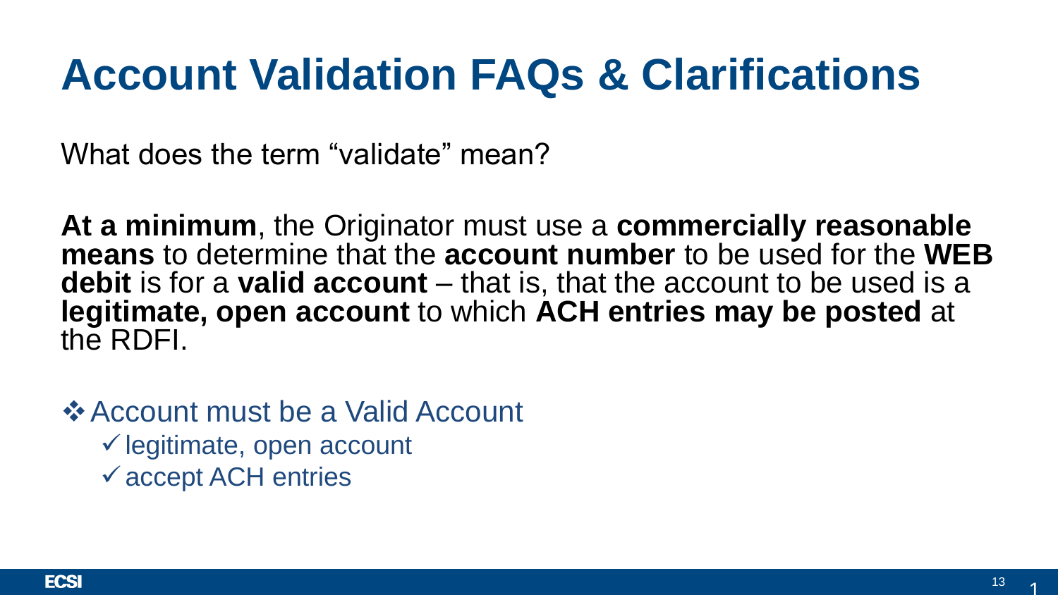# Account Validation FAQs & Clarifications

What does the term "validate" mean?

**At a minimum**, the Originator must use a **commercially reasonable means** to determine that the **account number** to be used for the **WEB debit** is for a **valid account** – that is, that the account to be used is a **legitimate, open account** to which **ACH entries may be posted** at the RDFI.

- ❖ Account must be a Valid Account
  - ✓ legitimate, open account
  - ✓ accept ACH entries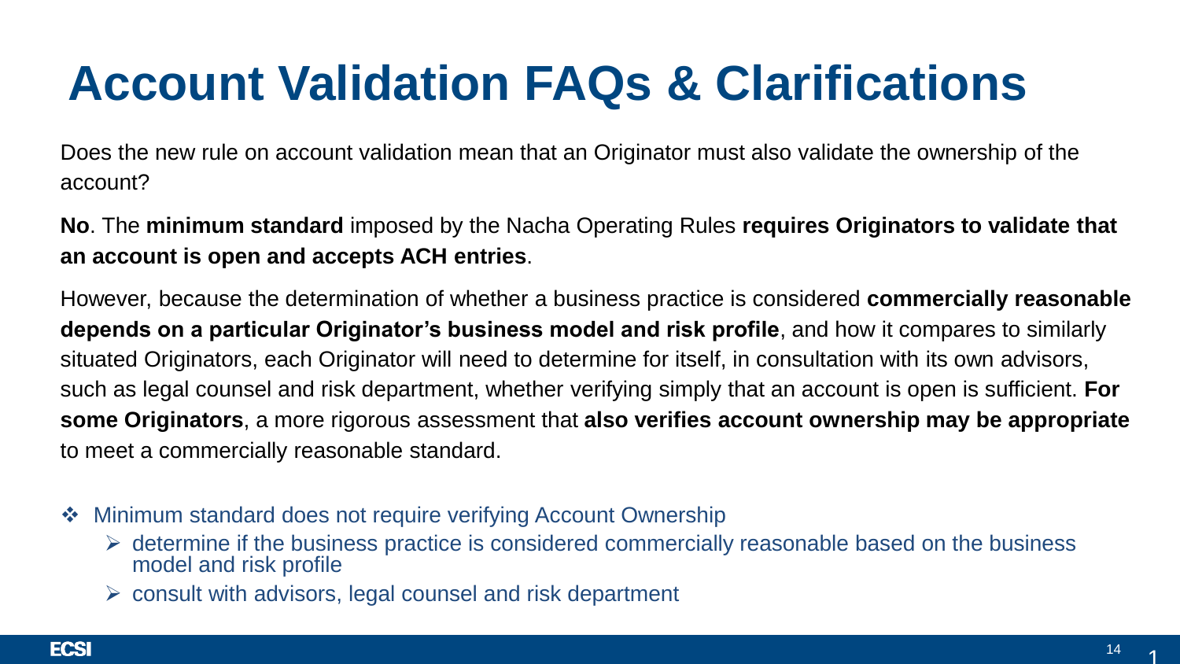# Account Validation FAQs & Clarifications

Does the new rule on account validation mean that an Originator must also validate the ownership of the account?

**No**. The **minimum standard** imposed by the Nacha Operating Rules **requires Originators to validate that an account is open and accepts ACH entries**.

However, because the determination of whether a business practice is considered **commercially reasonable depends on a particular Originator's business model and risk profile**, and how it compares to similarly situated Originators, each Originator will need to determine for itself, in consultation with its own advisors, such as legal counsel and risk department, whether verifying simply that an account is open is sufficient. **For some Originators**, a more rigorous assessment that **also verifies account ownership may be appropriate** to meet a commercially reasonable standard.

- Minimum standard does not require verifying Account Ownership
  - determine if the business practice is considered commercially reasonable based on the business model and risk profile
  - consult with advisors, legal counsel and risk department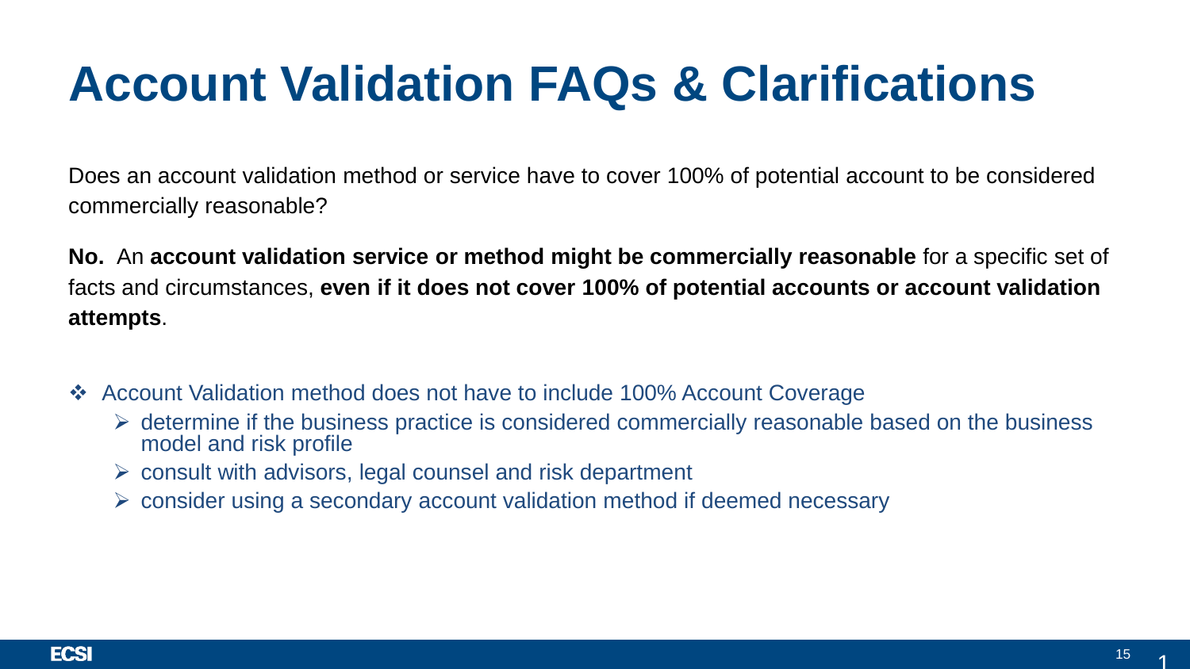# Account Validation FAQs & Clarifications

Does an account validation method or service have to cover 100% of potential account to be considered commercially reasonable?

**No.** An **account validation service or method might be commercially reasonable** for a specific set of facts and circumstances, **even if it does not cover 100% of potential accounts or account validation attempts**.

- Account Validation method does not have to include 100% Account Coverage
  - determine if the business practice is considered commercially reasonable based on the business model and risk profile
  - consult with advisors, legal counsel and risk department
  - consider using a secondary account validation method if deemed necessary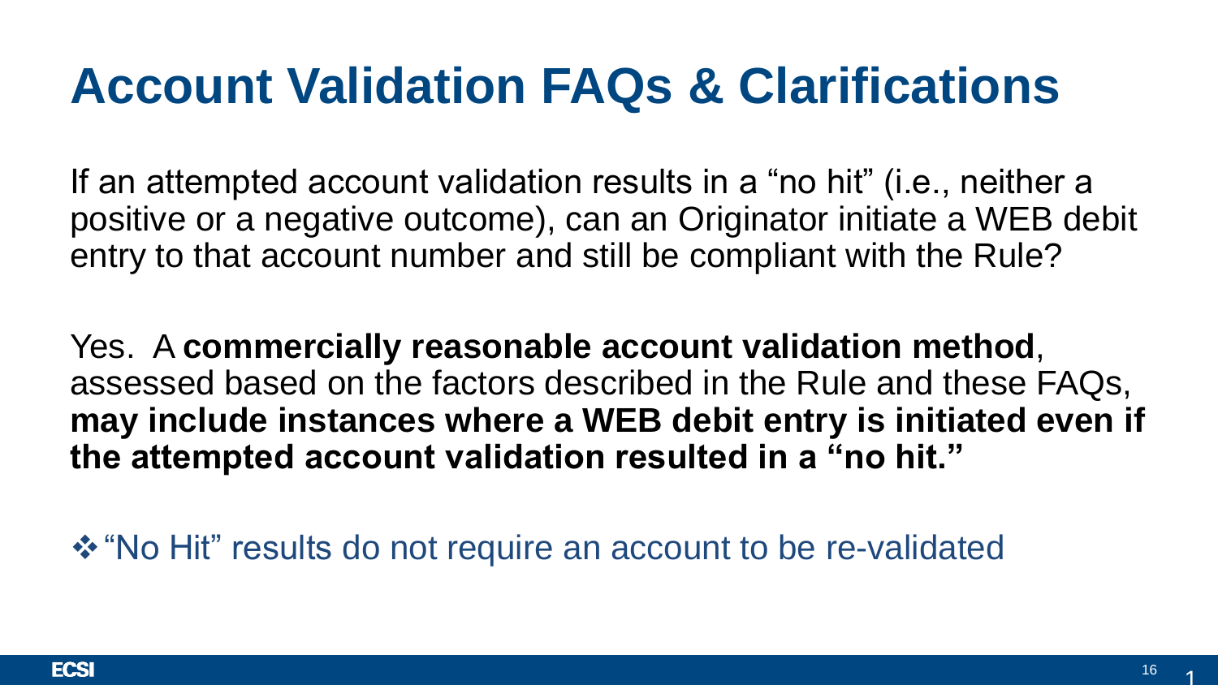# Account Validation FAQs & Clarifications

If an attempted account validation results in a "no hit" (i.e., neither a positive or a negative outcome), can an Originator initiate a WEB debit entry to that account number and still be compliant with the Rule?

Yes. A **commercially reasonable account validation method**, assessed based on the factors described in the Rule and these FAQs, **may include instances where a WEB debit entry is initiated even if the attempted account validation resulted in a "no hit."**

- ❖ "No Hit" results do not require an account to be re-validated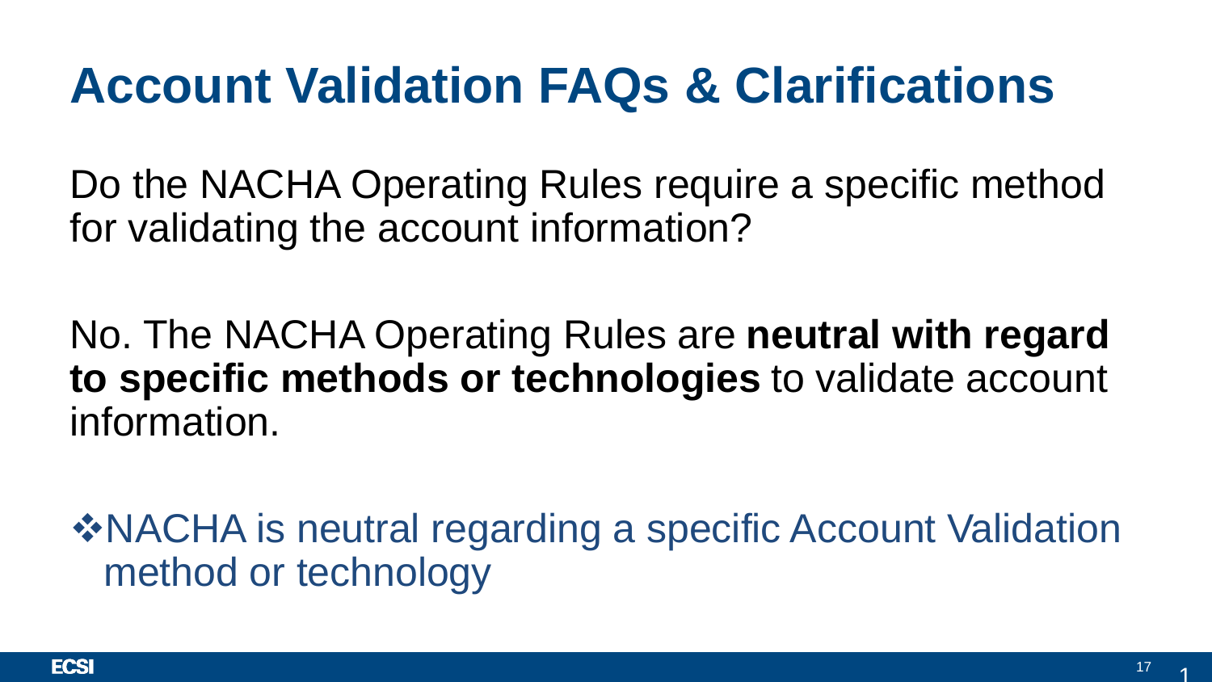# Account Validation FAQs & Clarifications

Do the NACHA Operating Rules require a specific method for validating the account information?

No. The NACHA Operating Rules are **neutral with regard to specific methods or technologies** to validate account information.

- ❖NACHA is neutral regarding a specific Account Validation method or technology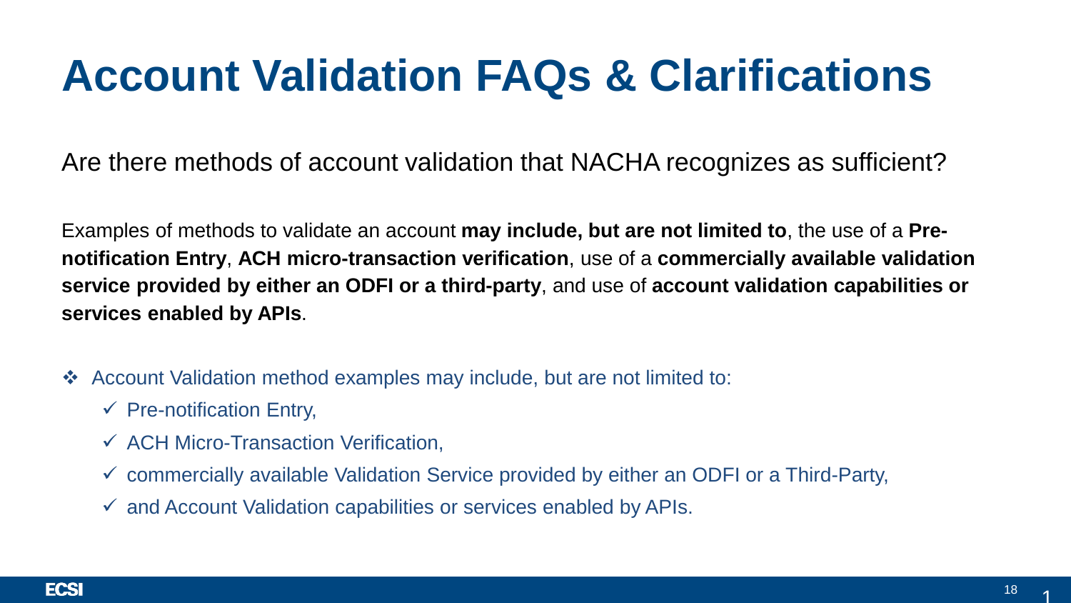# Account Validation FAQs & Clarifications

Are there methods of account validation that NACHA recognizes as sufficient?

Examples of methods to validate an account **may include, but are not limited to**, the use of a **Pre-notification Entry**, **ACH micro-transaction verification**, use of a **commercially available validation service provided by either an ODFI or a third-party**, and use of **account validation capabilities or services enabled by APIs**.

- Account Validation method examples may include, but are not limited to:
  - ✓ Pre-notification Entry,
  - ✓ ACH Micro-Transaction Verification,
  - ✓ commercially available Validation Service provided by either an ODFI or a Third-Party,
  - ✓ and Account Validation capabilities or services enabled by APIs.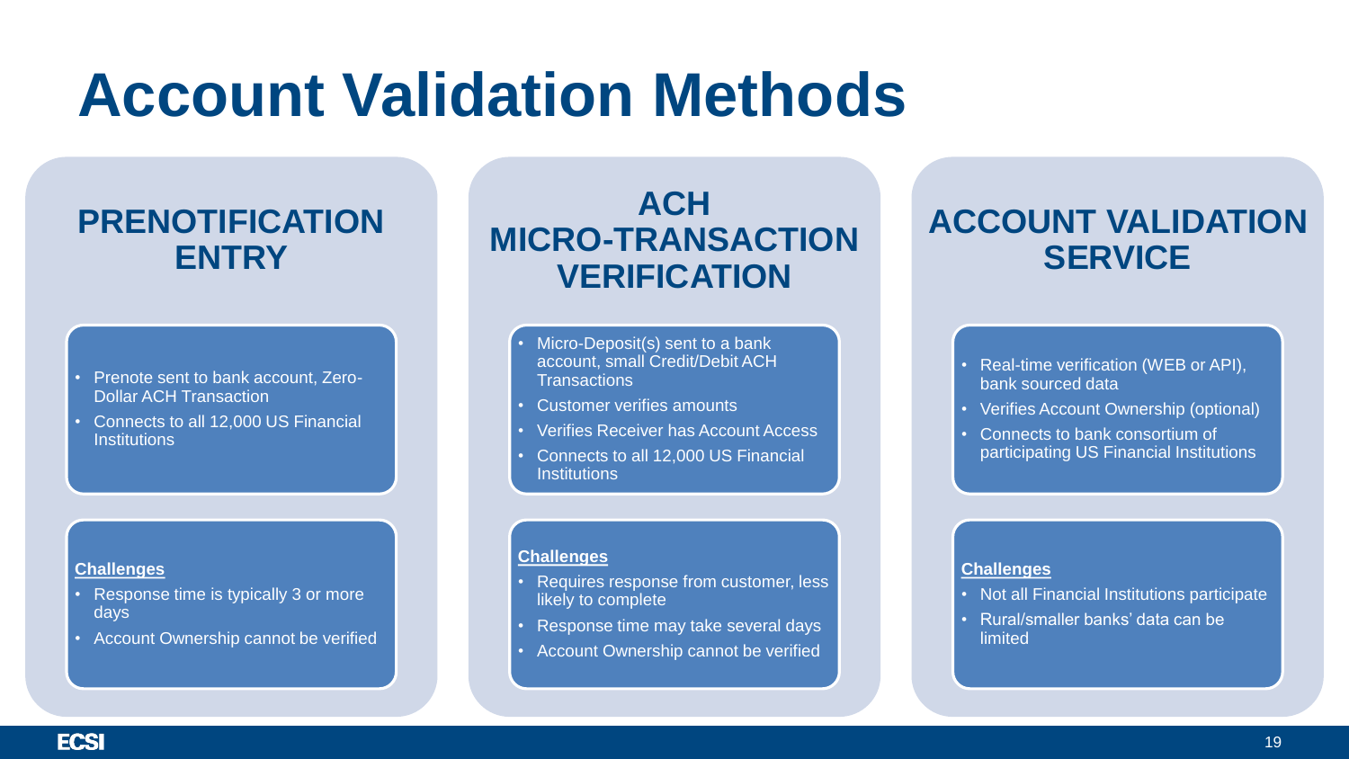# Account Validation Methods

## PRENOTIFICATION ENTRY

- Prenote sent to bank account, Zero-Dollar ACH Transaction
- Connects to all 12,000 US Financial Institutions

**Challenges**

- Response time is typically 3 or more days
- Account Ownership cannot be verified

## ACH MICRO-TRANSACTION VERIFICATION

- Micro-Deposit(s) sent to a bank account, small Credit/Debit ACH Transactions
- Customer verifies amounts
- Verifies Receiver has Account Access
- Connects to all 12,000 US Financial Institutions

**Challenges**

- Requires response from customer, less likely to complete
- Response time may take several days
- Account Ownership cannot be verified

## ACCOUNT VALIDATION SERVICE

- Real-time verification (WEB or API), bank sourced data
- Verifies Account Ownership (optional)
- Connects to bank consortium of participating US Financial Institutions

**Challenges**

- Not all Financial Institutions participate
- Rural/smaller banks' data can be limited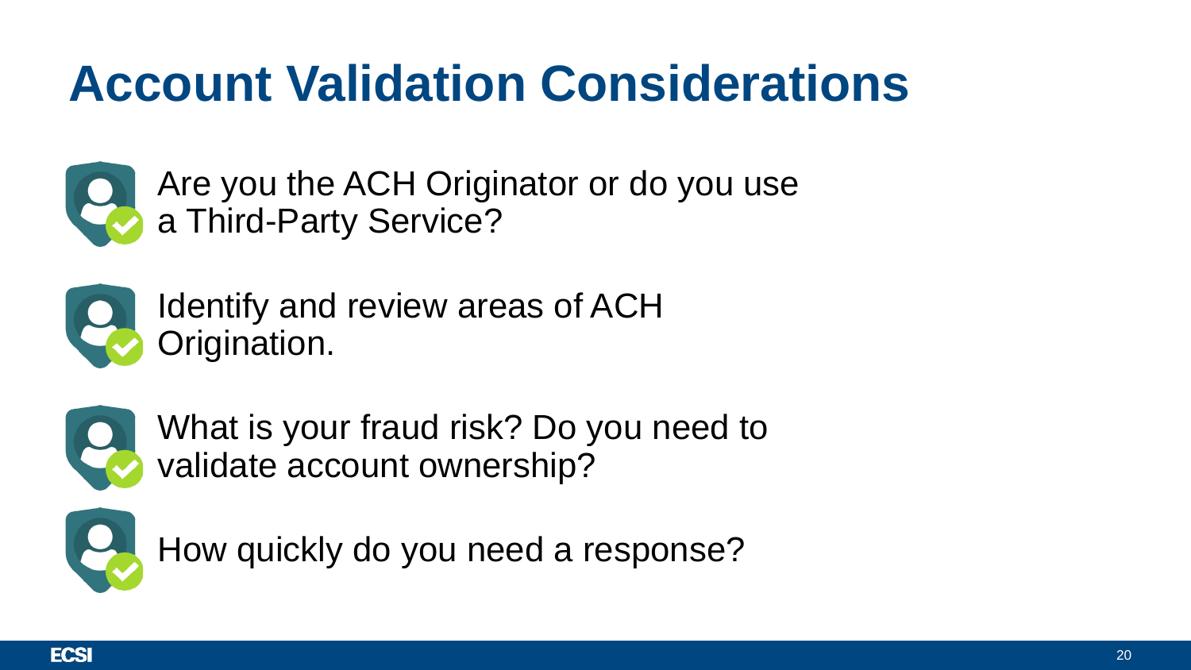# Account Validation Considerations

- Are you the ACH Originator or do you use a Third-Party Service?
- Identify and review areas of ACH Origination.
- What is your fraud risk? Do you need to validate account ownership?
- How quickly do you need a response?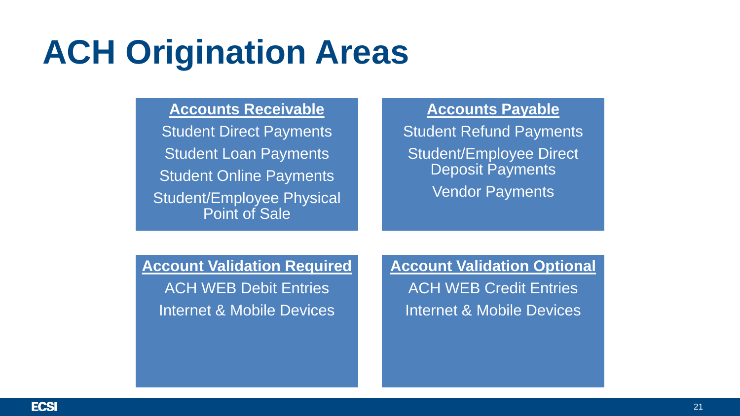# ACH Origination Areas

**Accounts Receivable**

Student Direct Payments

Student Loan Payments

Student Online Payments

Student/Employee Physical Point of Sale

**Accounts Payable**

Student Refund Payments

Student/Employee Direct Deposit Payments

Vendor Payments

**Account Validation Required**

ACH WEB Debit Entries

Internet & Mobile Devices

**Account Validation Optional**

ACH WEB Credit Entries

Internet & Mobile Devices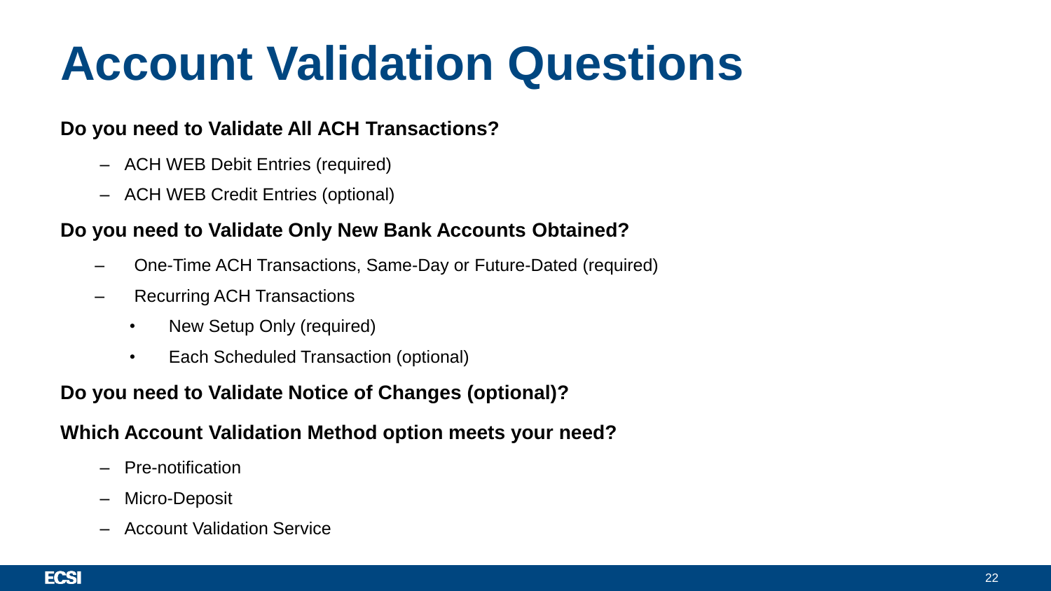# Account Validation Questions

**Do you need to Validate All ACH Transactions?**

- ACH WEB Debit Entries (required)
- ACH WEB Credit Entries (optional)

**Do you need to Validate Only New Bank Accounts Obtained?**

- One-Time ACH Transactions, Same-Day or Future-Dated (required)
- Recurring ACH Transactions
  - New Setup Only (required)
  - Each Scheduled Transaction (optional)

**Do you need to Validate Notice of Changes (optional)?**

**Which Account Validation Method option meets your need?**

- Pre-notification
- Micro-Deposit
- Account Validation Service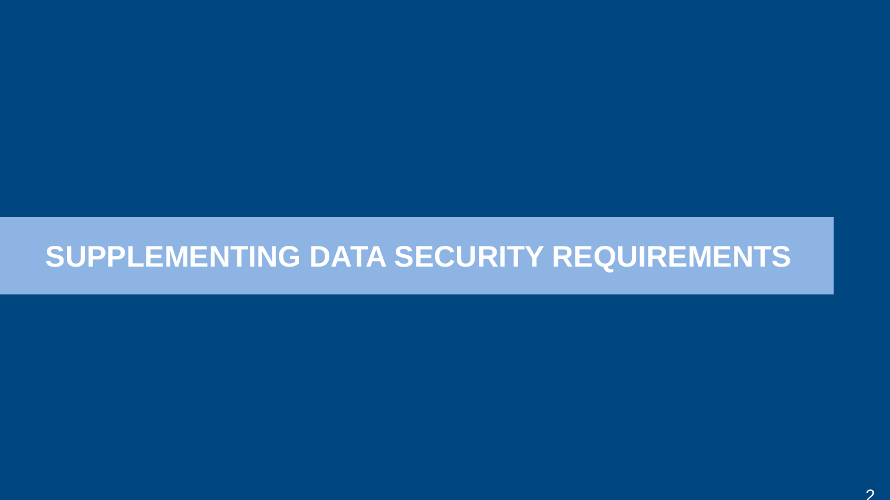# SUPPLEMENTING DATA SECURITY REQUIREMENTS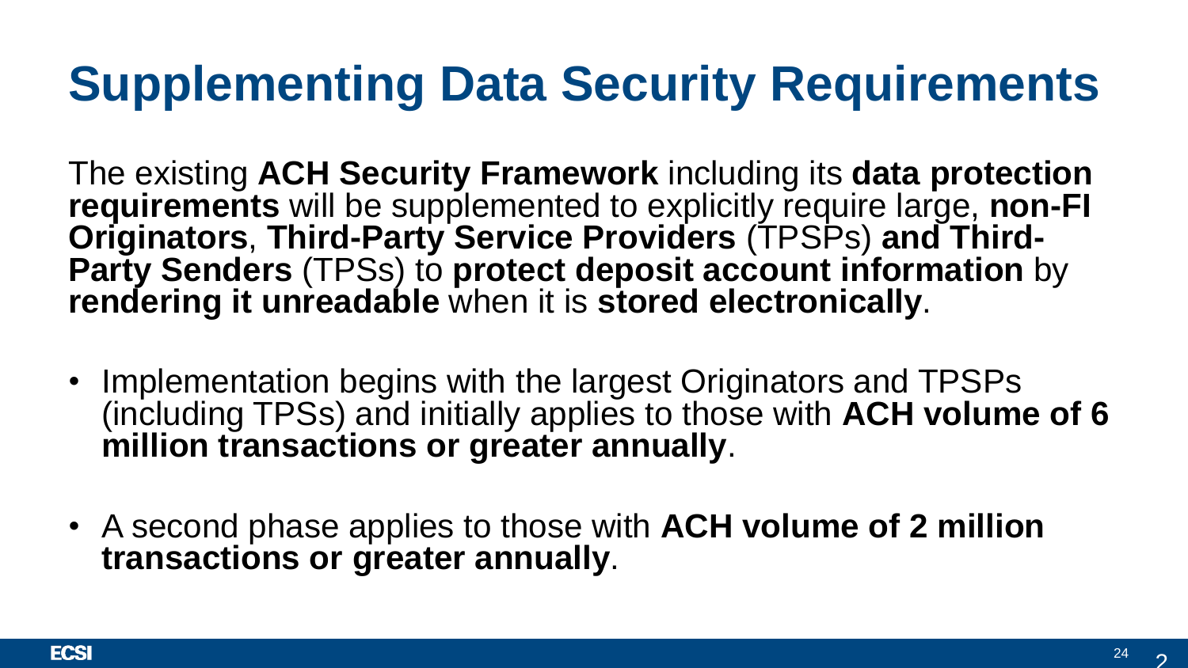# Supplementing Data Security Requirements

The existing **ACH Security Framework** including its **data protection requirements** will be supplemented to explicitly require large, **non-FI Originators**, **Third-Party Service Providers** (TPSPs) **and Third-Party Senders** (TPSs) to **protect deposit account information** by **rendering it unreadable** when it is **stored electronically**.

- Implementation begins with the largest Originators and TPSPs (including TPSs) and initially applies to those with **ACH volume of 6 million transactions or greater annually**.
- A second phase applies to those with **ACH volume of 2 million transactions or greater annually**.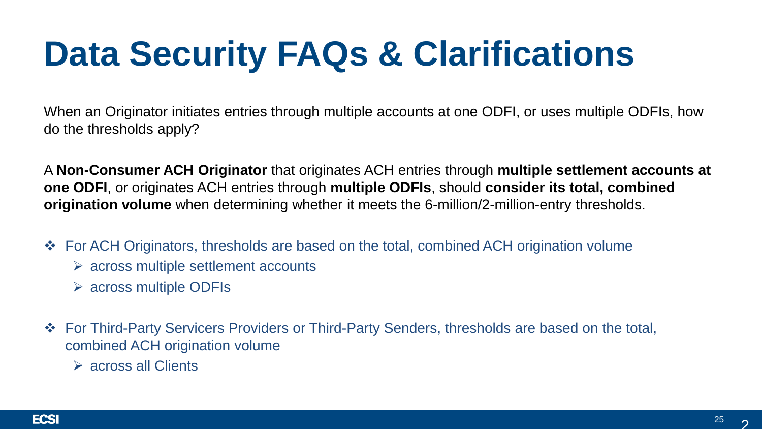# Data Security FAQs & Clarifications

When an Originator initiates entries through multiple accounts at one ODFI, or uses multiple ODFIs, how do the thresholds apply?

A **Non-Consumer ACH Originator** that originates ACH entries through **multiple settlement accounts at one ODFI**, or originates ACH entries through **multiple ODFIs**, should **consider its total, combined origination volume** when determining whether it meets the 6-million/2-million-entry thresholds.

- For ACH Originators, thresholds are based on the total, combined ACH origination volume
  - across multiple settlement accounts
  - across multiple ODFIs
- For Third-Party Servicers Providers or Third-Party Senders, thresholds are based on the total, combined ACH origination volume
  - across all Clients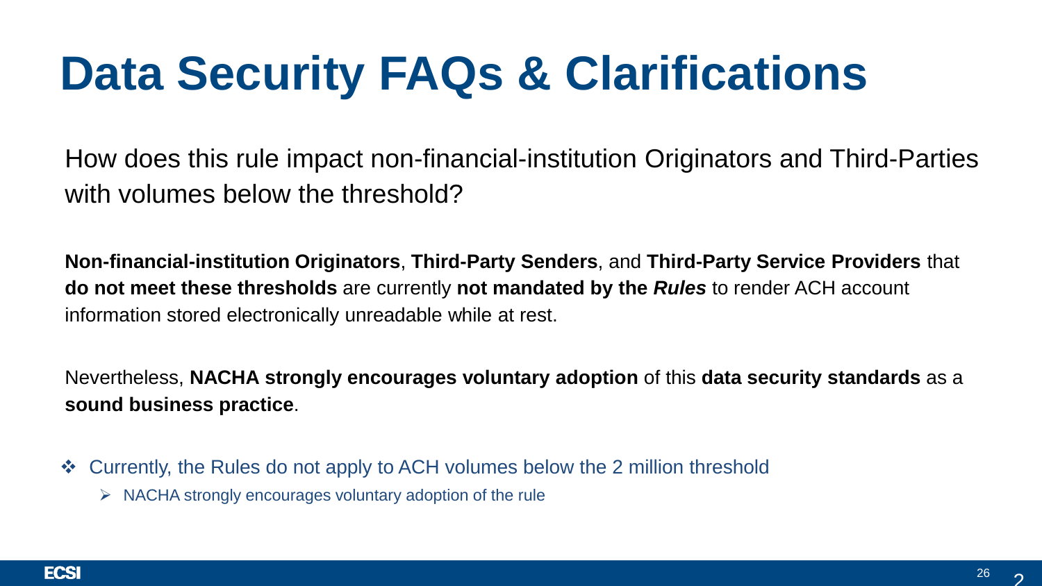# Data Security FAQs & Clarifications

How does this rule impact non-financial-institution Originators and Third-Parties with volumes below the threshold?

**Non-financial-institution Originators**, **Third-Party Senders**, and **Third-Party Service Providers** that **do not meet these thresholds** are currently **not mandated by the *Rules*** to render ACH account information stored electronically unreadable while at rest.

Nevertheless, **NACHA strongly encourages voluntary adoption** of this **data security standards** as a **sound business practice**.

- Currently, the Rules do not apply to ACH volumes below the 2 million threshold
  - NACHA strongly encourages voluntary adoption of the rule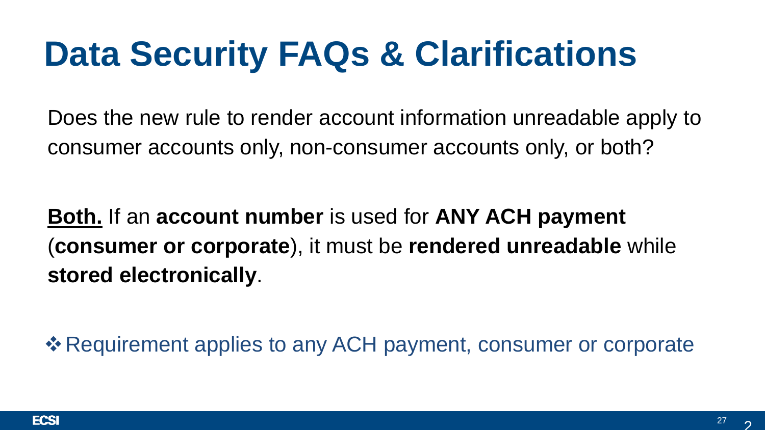# Data Security FAQs & Clarifications

Does the new rule to render account information unreadable apply to consumer accounts only, non-consumer accounts only, or both?

**Both.** If an **account number** is used for **ANY ACH payment** (**consumer or corporate**), it must be **rendered unreadable** while **stored electronically**.

❖ Requirement applies to any ACH payment, consumer or corporate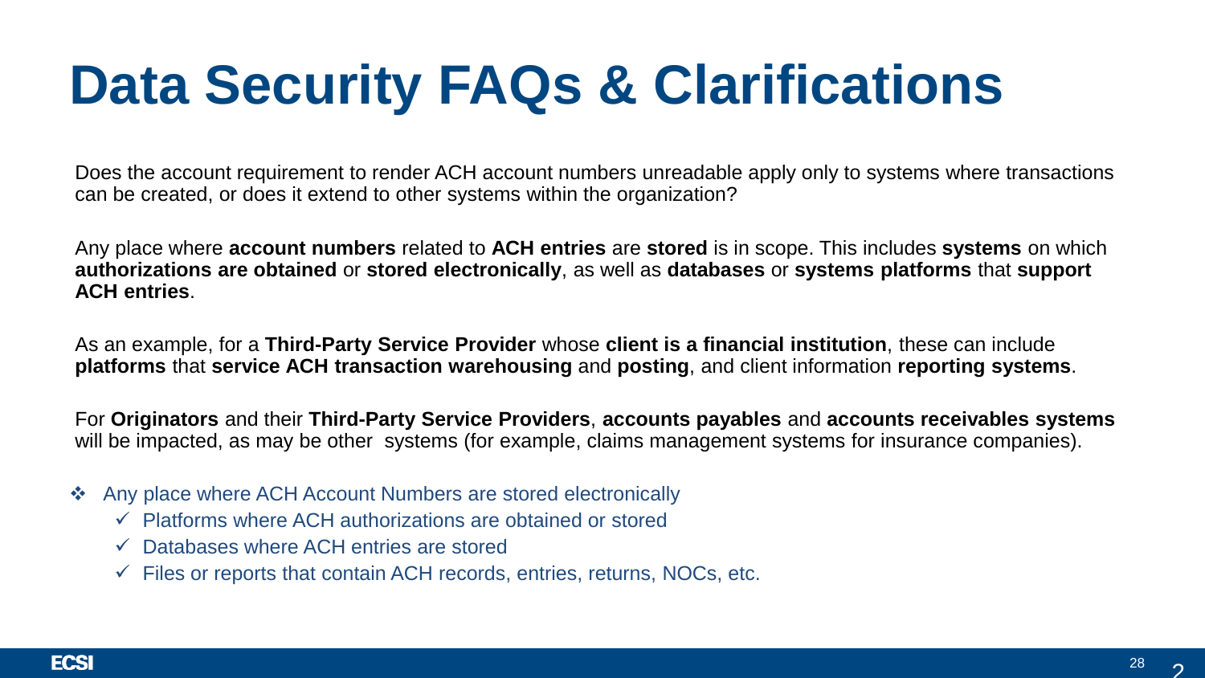# Data Security FAQs & Clarifications

Does the account requirement to render ACH account numbers unreadable apply only to systems where transactions can be created, or does it extend to other systems within the organization?

Any place where **account numbers** related to **ACH entries** are **stored** is in scope. This includes **systems** on which **authorizations are obtained** or **stored electronically**, as well as **databases** or **systems platforms** that **support ACH entries**.

As an example, for a **Third-Party Service Provider** whose **client is a financial institution**, these can include **platforms** that **service ACH transaction warehousing** and **posting**, and client information **reporting systems**.

For **Originators** and their **Third-Party Service Providers**, **accounts payables** and **accounts receivables systems** will be impacted, as may be other systems (for example, claims management systems for insurance companies).

- Any place where ACH Account Numbers are stored electronically
  - ✓ Platforms where ACH authorizations are obtained or stored
  - ✓ Databases where ACH entries are stored
  - ✓ Files or reports that contain ACH records, entries, returns, NOCs, etc.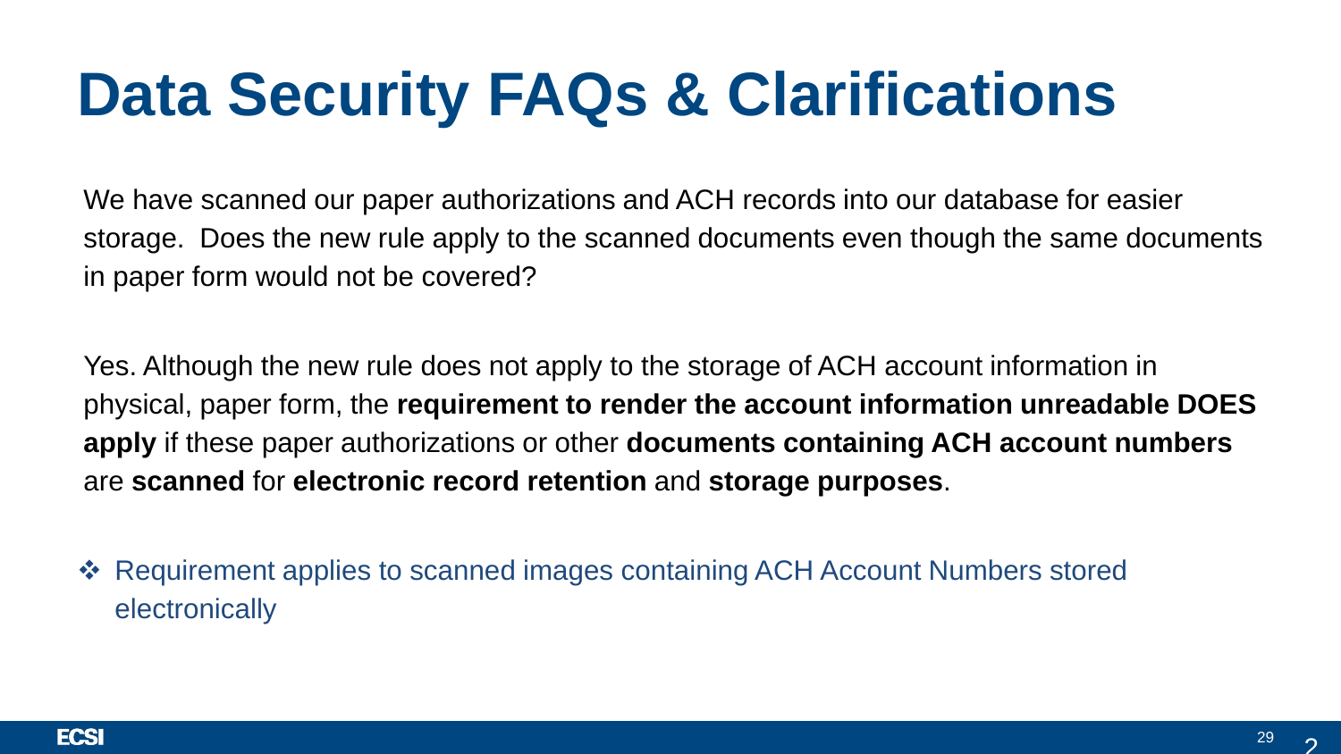# Data Security FAQs & Clarifications

We have scanned our paper authorizations and ACH records into our database for easier storage. Does the new rule apply to the scanned documents even though the same documents in paper form would not be covered?

Yes. Although the new rule does not apply to the storage of ACH account information in physical, paper form, the **requirement to render the account information unreadable DOES apply** if these paper authorizations or other **documents containing ACH account numbers** are **scanned** for **electronic record retention** and **storage purposes**.

- Requirement applies to scanned images containing ACH Account Numbers stored electronically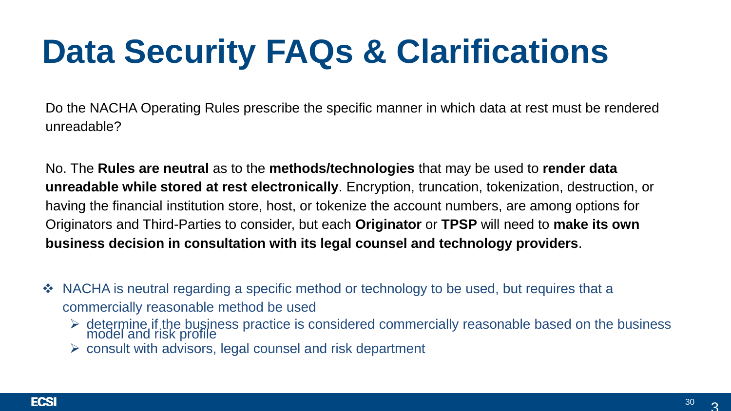# Data Security FAQs & Clarifications

Do the NACHA Operating Rules prescribe the specific manner in which data at rest must be rendered unreadable?

No. The **Rules are neutral** as to the **methods/technologies** that may be used to **render data unreadable while stored at rest electronically**. Encryption, truncation, tokenization, destruction, or having the financial institution store, host, or tokenize the account numbers, are among options for Originators and Third-Parties to consider, but each **Originator** or **TPSP** will need to **make its own business decision in consultation with its legal counsel and technology providers**.

- NACHA is neutral regarding a specific method or technology to be used, but requires that a commercially reasonable method be used
  - determine if the business practice is considered commercially reasonable based on the business model and risk profile
  - consult with advisors, legal counsel and risk department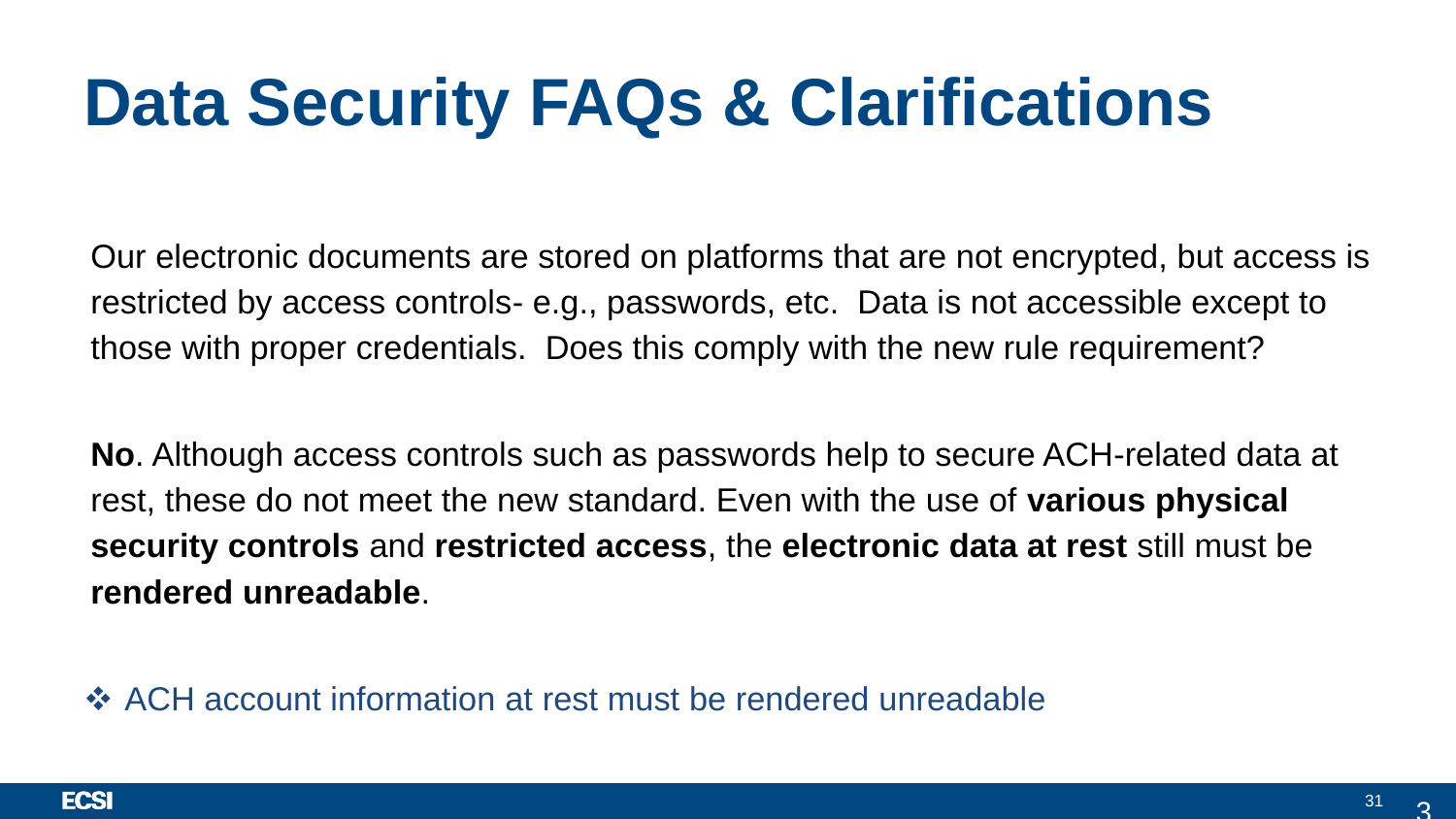# Data Security FAQs & Clarifications

Our electronic documents are stored on platforms that are not encrypted, but access is restricted by access controls- e.g., passwords, etc.  Data is not accessible except to those with proper credentials.  Does this comply with the new rule requirement?

**No**. Although access controls such as passwords help to secure ACH-related data at rest, these do not meet the new standard. Even with the use of **various physical security controls** and **restricted access**, the **electronic data at rest** still must be **rendered unreadable**.

- ❖ ACH account information at rest must be rendered unreadable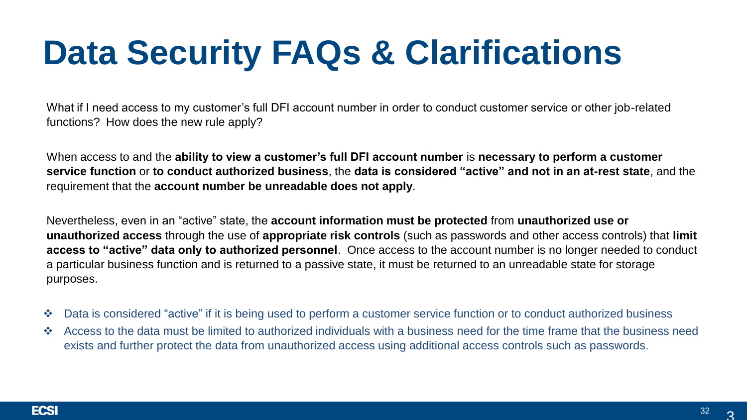# Data Security FAQs & Clarifications

What if I need access to my customer's full DFI account number in order to conduct customer service or other job-related functions? How does the new rule apply?

When access to and the **ability to view a customer's full DFI account number** is **necessary to perform a customer service function** or **to conduct authorized business**, the **data is considered "active" and not in an at-rest state**, and the requirement that the **account number be unreadable does not apply**.

Nevertheless, even in an "active" state, the **account information must be protected** from **unauthorized use or unauthorized access** through the use of **appropriate risk controls** (such as passwords and other access controls) that **limit access to "active" data only to authorized personnel**. Once access to the account number is no longer needed to conduct a particular business function and is returned to a passive state, it must be returned to an unreadable state for storage purposes.

- Data is considered "active" if it is being used to perform a customer service function or to conduct authorized business
- Access to the data must be limited to authorized individuals with a business need for the time frame that the business need exists and further protect the data from unauthorized access using additional access controls such as passwords.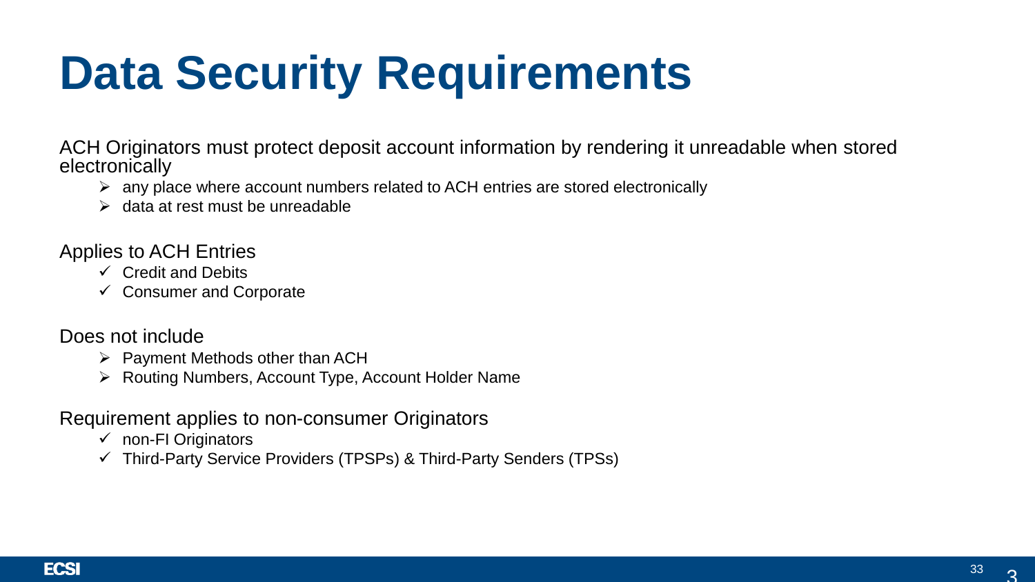# Data Security Requirements

ACH Originators must protect deposit account information by rendering it unreadable when stored electronically

- any place where account numbers related to ACH entries are stored electronically
- data at rest must be unreadable

Applies to ACH Entries

- ✓ Credit and Debits
- ✓ Consumer and Corporate

Does not include

- Payment Methods other than ACH
- Routing Numbers, Account Type, Account Holder Name

Requirement applies to non-consumer Originators

- ✓ non-FI Originators
- ✓ Third-Party Service Providers (TPSPs) & Third-Party Senders (TPSs)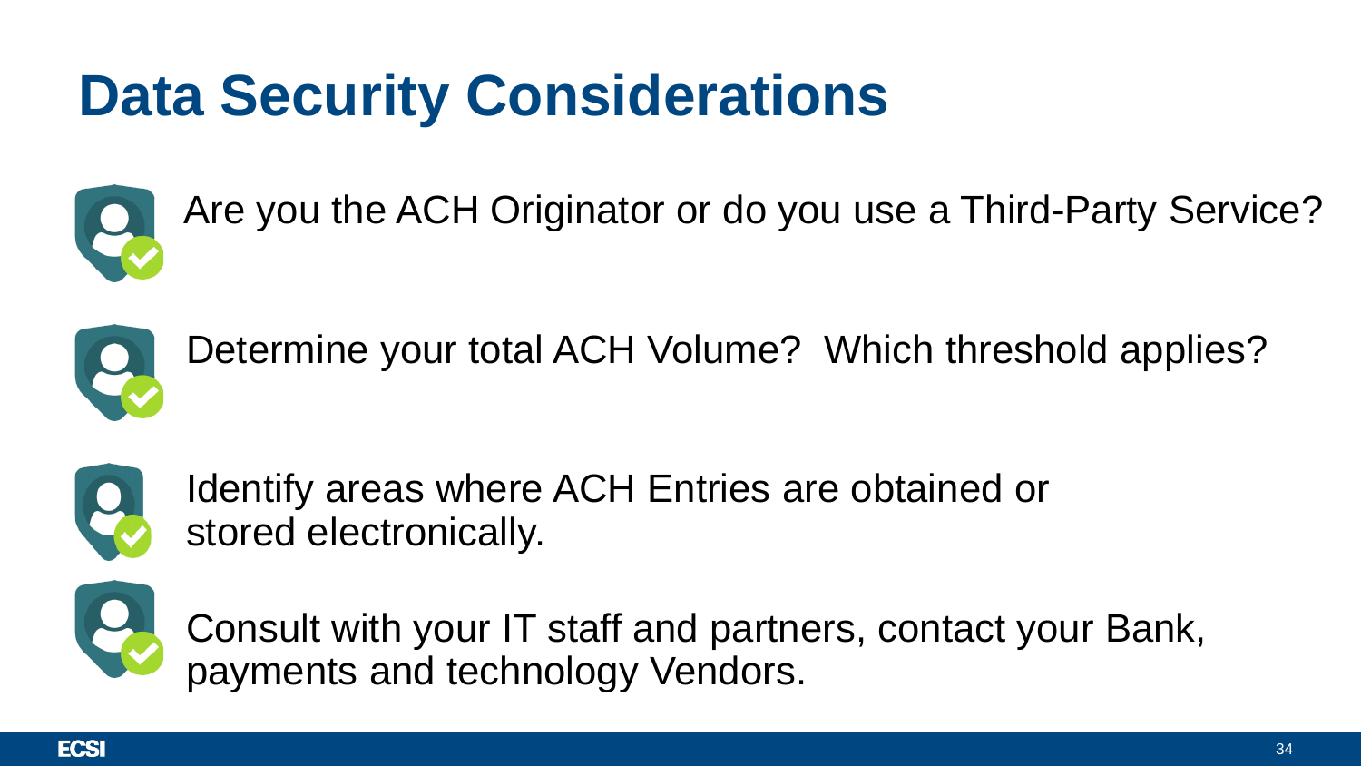# Data Security Considerations

- Are you the ACH Originator or do you use a Third-Party Service?
- Determine your total ACH Volume? Which threshold applies?
- Identify areas where ACH Entries are obtained or stored electronically.
- Consult with your IT staff and partners, contact your Bank, payments and technology Vendors.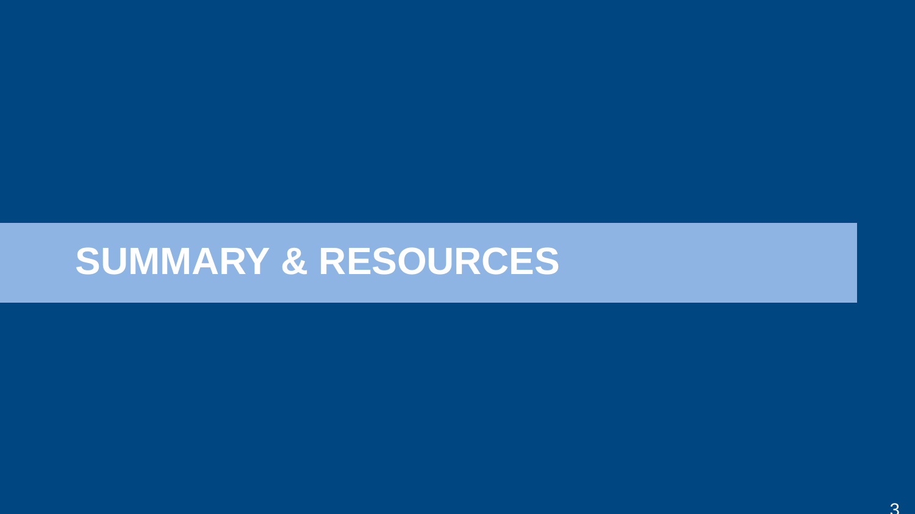# SUMMARY & RESOURCES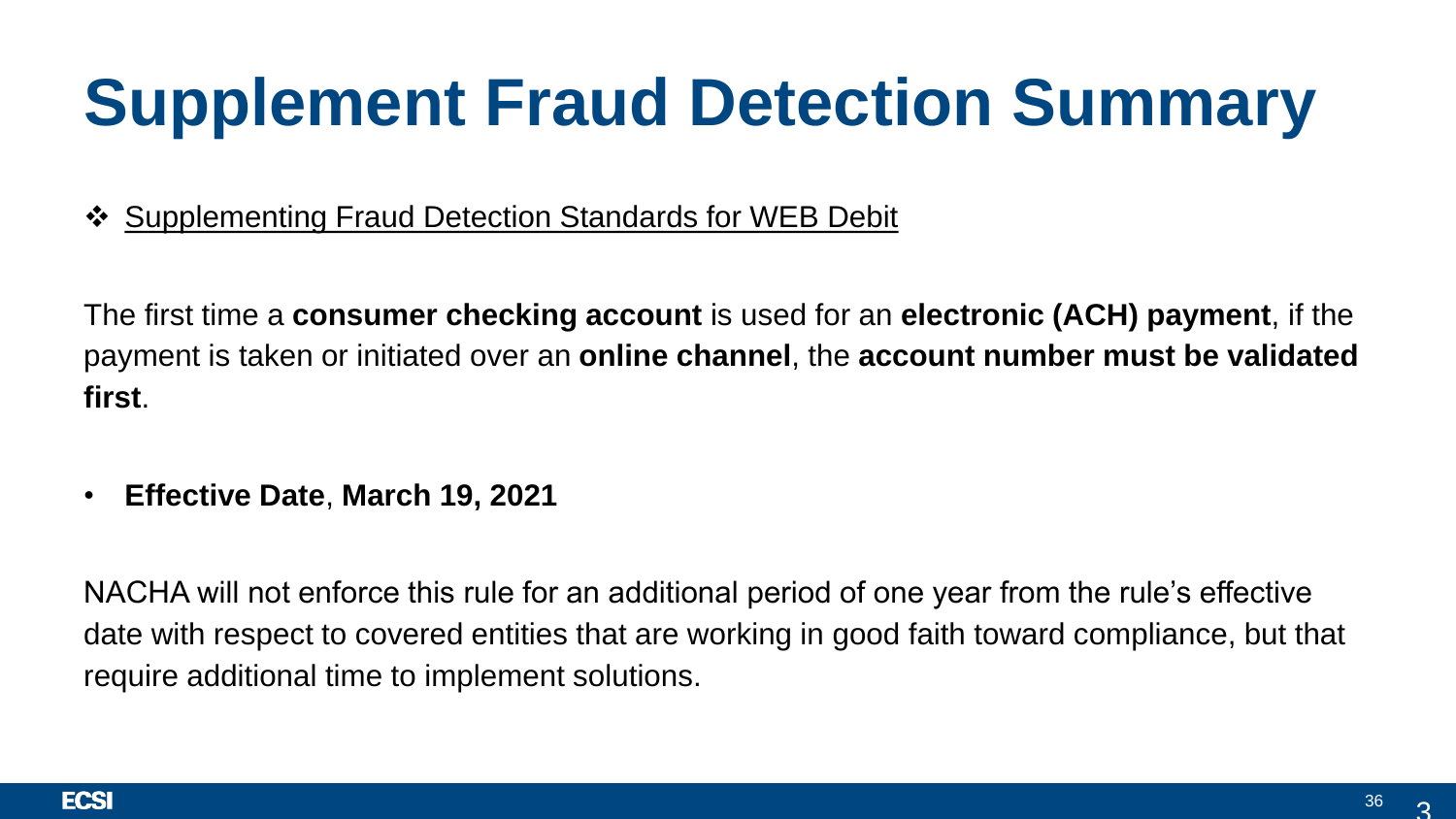# Supplement Fraud Detection Summary

❖ Supplementing Fraud Detection Standards for WEB Debit

The first time a **consumer checking account** is used for an **electronic (ACH) payment**, if the payment is taken or initiated over an **online channel**, the **account number must be validated first**.

- **Effective Date**, **March 19, 2021**

NACHA will not enforce this rule for an additional period of one year from the rule's effective date with respect to covered entities that are working in good faith toward compliance, but that require additional time to implement solutions.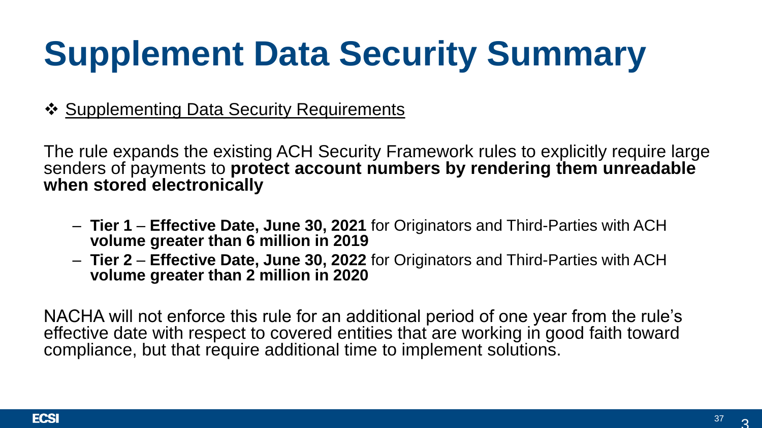# Supplement Data Security Summary

❖ Supplementing Data Security Requirements

The rule expands the existing ACH Security Framework rules to explicitly require large senders of payments to **protect account numbers by rendering them unreadable when stored electronically**

- **Tier 1** – **Effective Date, June 30, 2021** for Originators and Third-Parties with ACH **volume greater than 6 million in 2019**
- **Tier 2** – **Effective Date, June 30, 2022** for Originators and Third-Parties with ACH **volume greater than 2 million in 2020**

NACHA will not enforce this rule for an additional period of one year from the rule's effective date with respect to covered entities that are working in good faith toward compliance, but that require additional time to implement solutions.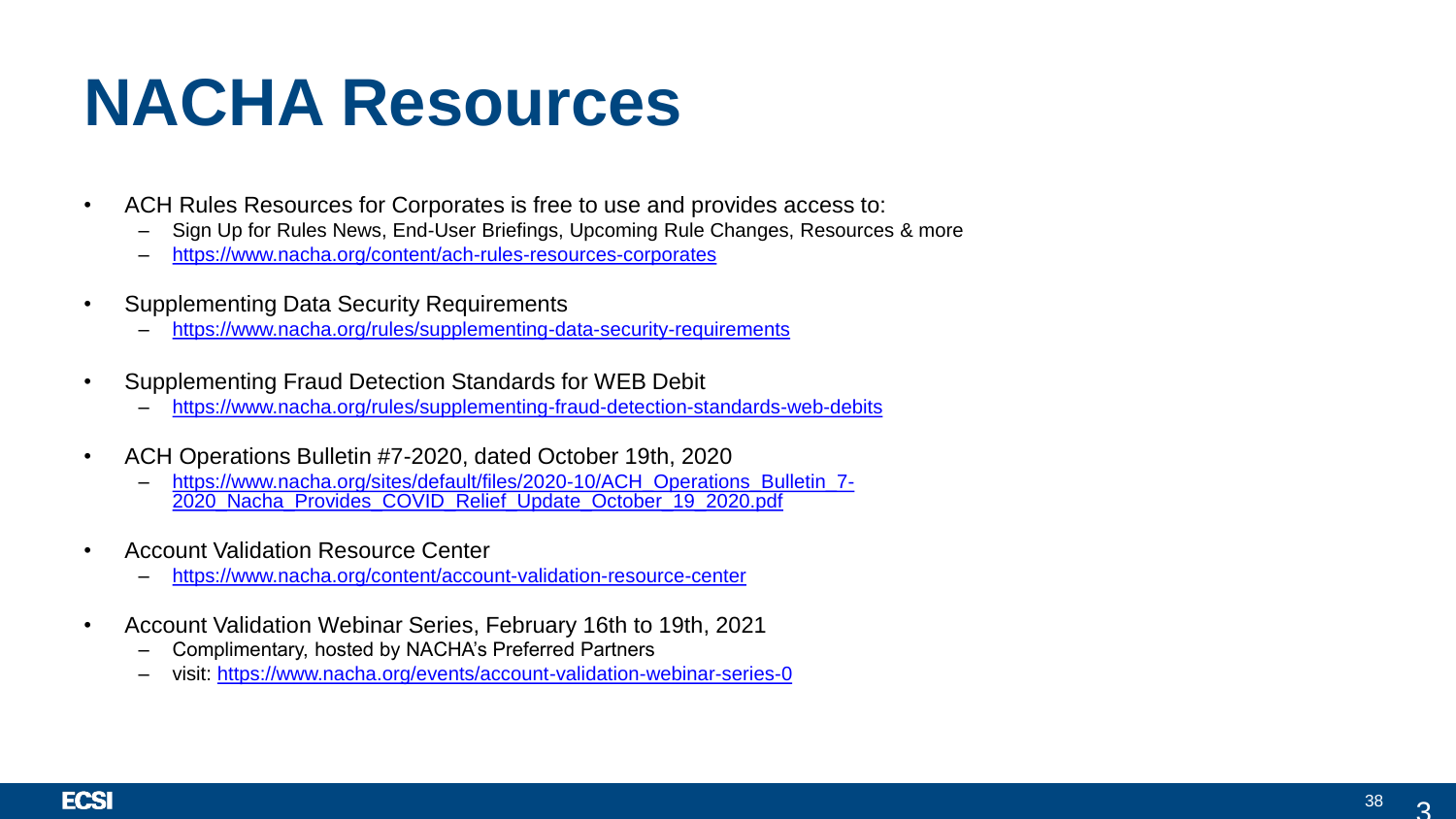# NACHA Resources

- ACH Rules Resources for Corporates is free to use and provides access to:
  - Sign Up for Rules News, End-User Briefings, Upcoming Rule Changes, Resources & more
  - https://www.nacha.org/content/ach-rules-resources-corporates
- Supplementing Data Security Requirements
  - https://www.nacha.org/rules/supplementing-data-security-requirements
- Supplementing Fraud Detection Standards for WEB Debit
  - https://www.nacha.org/rules/supplementing-fraud-detection-standards-web-debits
- ACH Operations Bulletin #7-2020, dated October 19th, 2020
  - https://www.nacha.org/sites/default/files/2020-10/ACH_Operations_Bulletin_7-2020_Nacha_Provides_COVID_Relief_Update_October_19_2020.pdf
- Account Validation Resource Center
  - https://www.nacha.org/content/account-validation-resource-center
- Account Validation Webinar Series, February 16th to 19th, 2021
  - Complimentary, hosted by NACHA's Preferred Partners
  - visit: https://www.nacha.org/events/account-validation-webinar-series-0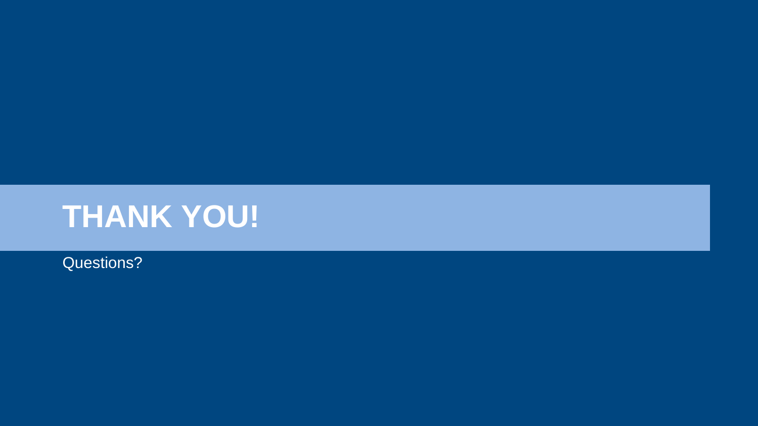# THANK YOU!

Questions?